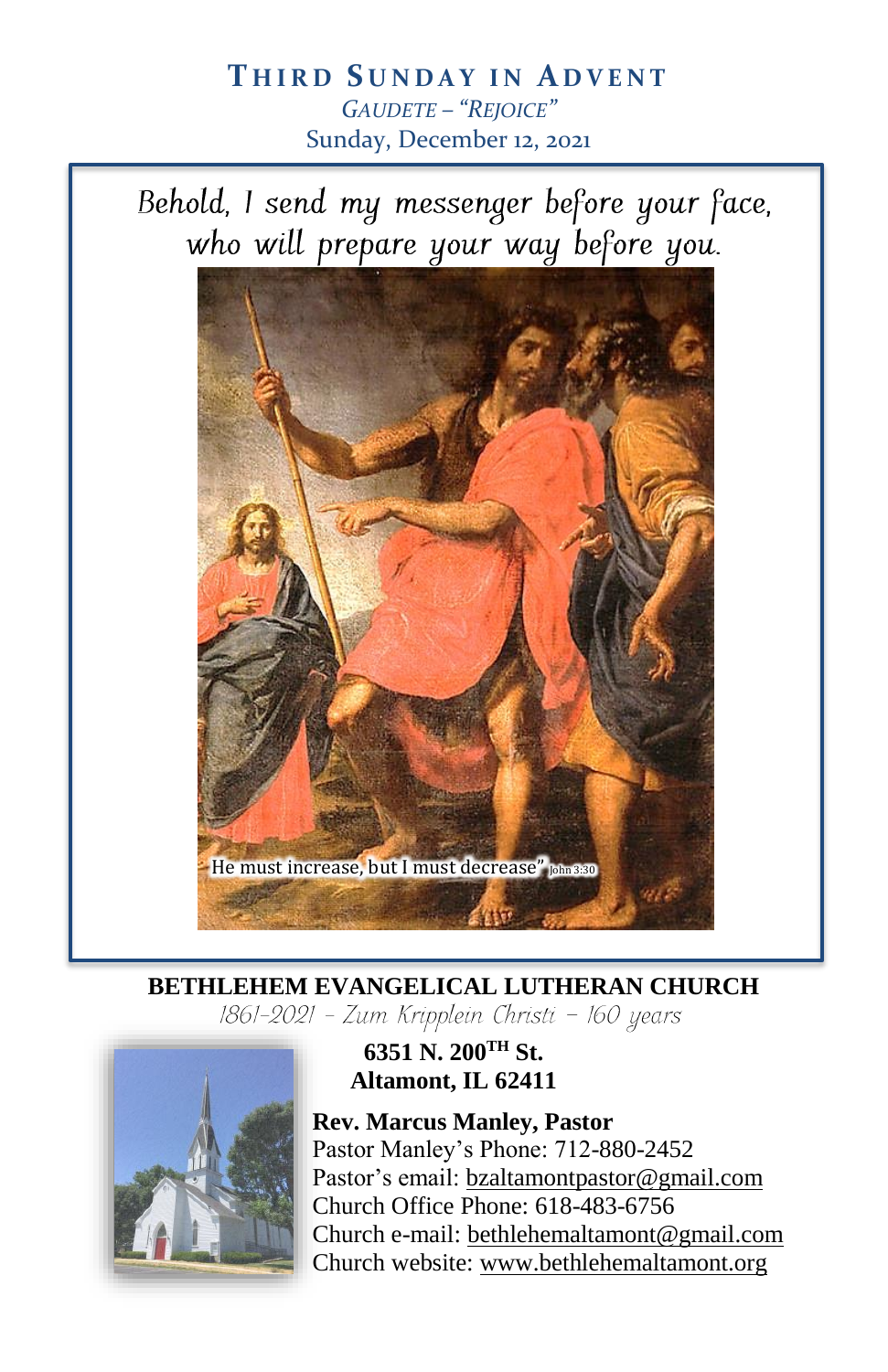# THIRD SUNDAY IN ADVENT

*GAUDETE – "REJOICE"*

Sunday, December 12, 2021

*Behold, I send my messenger before your face, who will prepare your way before you.*

He must increase, but I must decrease" John 3:30

**BETHLEHEM EVANGELICAL LUTHERAN CHURCH**

*1861-2021 – Zum Kripplein Christi – 160 years*

**6351 N. 200TH St.**
**Altamont, IL 62411**

**Rev. Marcus Manley, Pastor**
Pastor Manley's Phone: 712-880-2452
Pastor's email: bzaltamontpastor@gmail.com
Church Office Phone: 618-483-6756
Church e-mail: bethlehemaltamont@gmail.com
Church website: www.bethlehemaltamont.org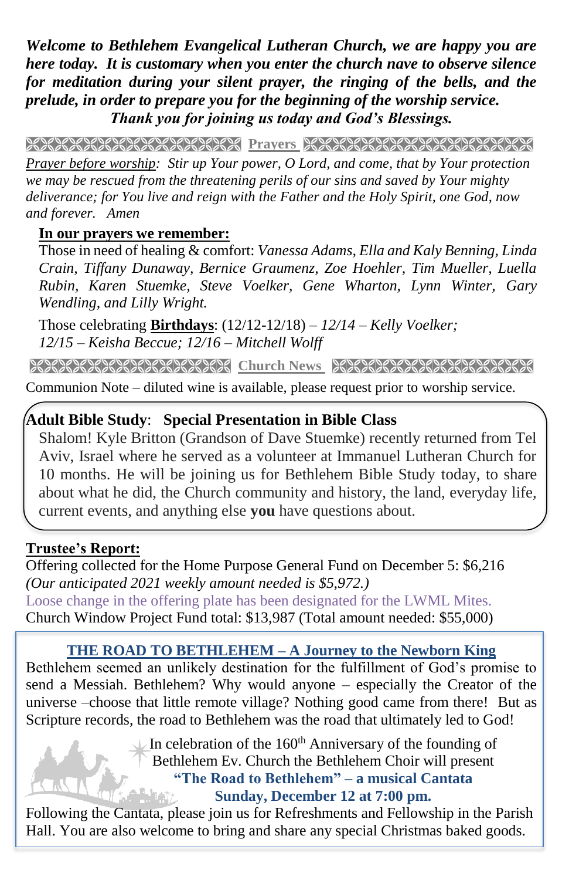***Welcome to Bethlehem Evangelical Lutheran Church, we are happy you are here today. It is customary when you enter the church nave to observe silence for meditation during your silent prayer, the ringing of the bells, and the prelude, in order to prepare you for the beginning of the worship service.***
***Thank you for joining us today and God's Blessings.***

## Prayers

*Prayer before worship: Stir up Your power, O Lord, and come, that by Your protection we may be rescued from the threatening perils of our sins and saved by Your mighty deliverance; for You live and reign with the Father and the Holy Spirit, one God, now and forever. Amen*

**In our prayers we remember:**

Those in need of healing & comfort: *Vanessa Adams, Ella and Kaly Benning, Linda Crain, Tiffany Dunaway, Bernice Graumenz, Zoe Hoehler, Tim Mueller, Luella Rubin, Karen Stuemke, Steve Voelker, Gene Wharton, Lynn Winter, Gary Wendling, and Lilly Wright.*

Those celebrating **Birthdays**: (12/12-12/18) – *12/14 – Kelly Voelker; 12/15 – Keisha Beccue; 12/16 – Mitchell Wolff*

## Church News

Communion Note – diluted wine is available, please request prior to worship service.

**Adult Bible Study**: **Special Presentation in Bible Class**

Shalom! Kyle Britton (Grandson of Dave Stuemke) recently returned from Tel Aviv, Israel where he served as a volunteer at Immanuel Lutheran Church for 10 months. He will be joining us for Bethlehem Bible Study today, to share about what he did, the Church community and history, the land, everyday life, current events, and anything else **you** have questions about.

**Trustee's Report:**

Offering collected for the Home Purpose General Fund on December 5: $6,216
*(Our anticipated 2021 weekly amount needed is $5,972.)*
Loose change in the offering plate has been designated for the LWML Mites.
Church Window Project Fund total: $13,987 (Total amount needed: $55,000)

**THE ROAD TO BETHLEHEM – A Journey to the Newborn King**

Bethlehem seemed an unlikely destination for the fulfillment of God's promise to send a Messiah. Bethlehem? Why would anyone – especially the Creator of the universe –choose that little remote village? Nothing good came from there! But as Scripture records, the road to Bethlehem was the road that ultimately led to God!

In celebration of the 160th Anniversary of the founding of Bethlehem Ev. Church the Bethlehem Choir will present
**"The Road to Bethlehem" – a musical Cantata**
**Sunday, December 12 at 7:00 pm.**

Following the Cantata, please join us for Refreshments and Fellowship in the Parish Hall. You are also welcome to bring and share any special Christmas baked goods.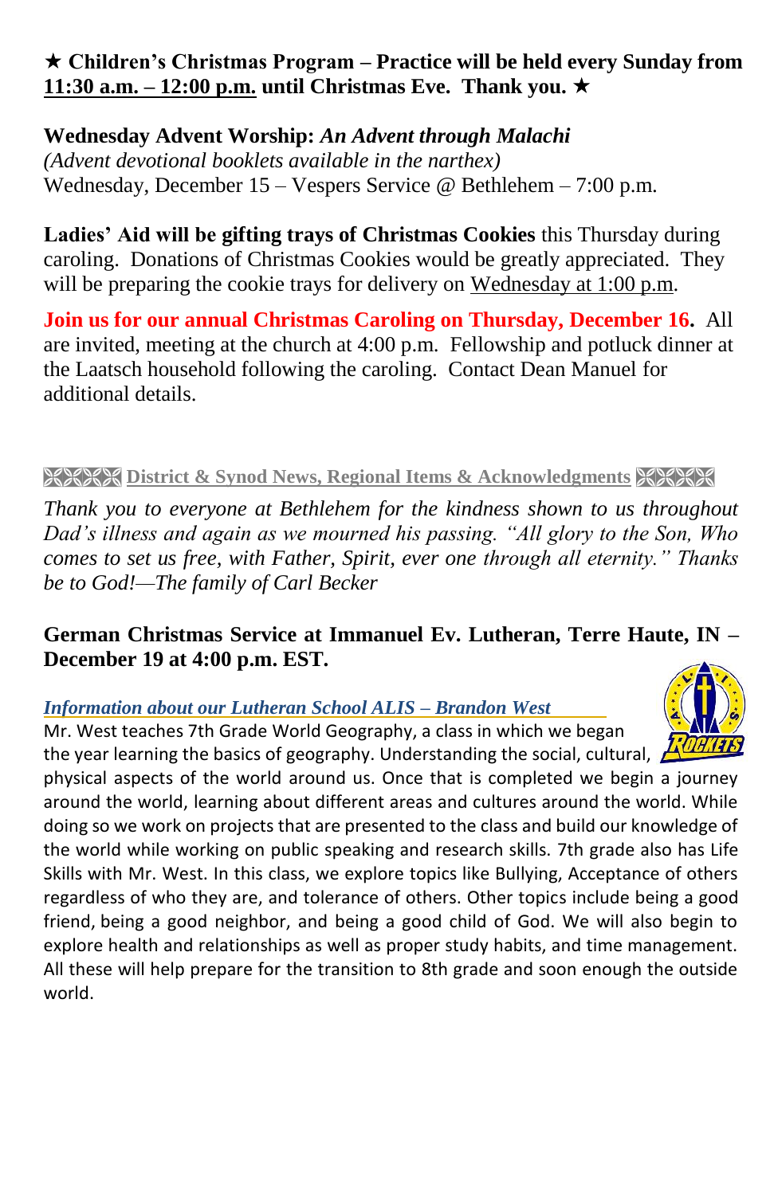★ **Children's Christmas Program – Practice will be held every Sunday from 11:30 a.m. – 12:00 p.m. until Christmas Eve. Thank you.** ★

**Wednesday Advent Worship:** ***An Advent through Malachi***
*(Advent devotional booklets available in the narthex)*
Wednesday, December 15 – Vespers Service @ Bethlehem – 7:00 p.m.

**Ladies' Aid will be gifting trays of Christmas Cookies** this Thursday during caroling. Donations of Christmas Cookies would be greatly appreciated. They will be preparing the cookie trays for delivery on Wednesday at 1:00 p.m.

**Join us for our annual Christmas Caroling on Thursday, December 16.** All are invited, meeting at the church at 4:00 p.m. Fellowship and potluck dinner at the Laatsch household following the caroling. Contact Dean Manuel for additional details.

## District & Synod News, Regional Items & Acknowledgments

*Thank you to everyone at Bethlehem for the kindness shown to us throughout Dad's illness and again as we mourned his passing. "All glory to the Son, Who comes to set us free, with Father, Spirit, ever one through all eternity." Thanks be to God!—The family of Carl Becker*

**German Christmas Service at Immanuel Ev. Lutheran, Terre Haute, IN – December 19 at 4:00 p.m. EST.**

***Information about our Lutheran School ALIS – Brandon West***

Mr. West teaches 7th Grade World Geography, a class in which we began the year learning the basics of geography. Understanding the social, cultural, physical aspects of the world around us. Once that is completed we begin a journey around the world, learning about different areas and cultures around the world. While doing so we work on projects that are presented to the class and build our knowledge of the world while working on public speaking and research skills. 7th grade also has Life Skills with Mr. West. In this class, we explore topics like Bullying, Acceptance of others regardless of who they are, and tolerance of others. Other topics include being a good friend, being a good neighbor, and being a good child of God. We will also begin to explore health and relationships as well as proper study habits, and time management. All these will help prepare for the transition to 8th grade and soon enough the outside world.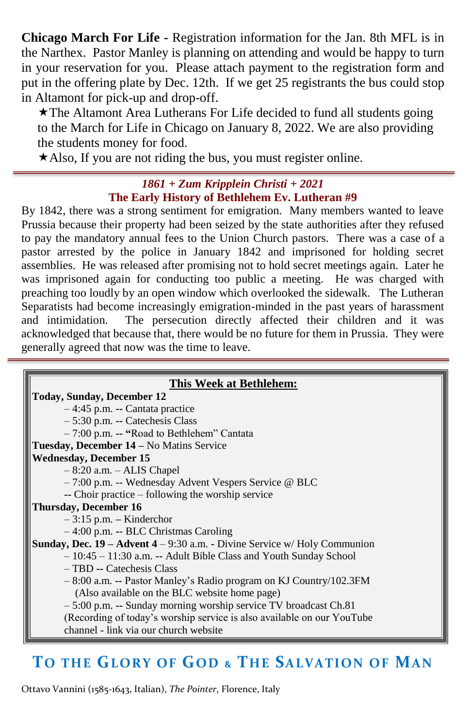**Chicago March For Life -** Registration information for the Jan. 8th MFL is in the Narthex. Pastor Manley is planning on attending and would be happy to turn in your reservation for you. Please attach payment to the registration form and put in the offering plate by Dec. 12th. If we get 25 registrants the bus could stop in Altamont for pick-up and drop-off.

★The Altamont Area Lutherans For Life decided to fund all students going to the March for Life in Chicago on January 8, 2022. We are also providing the students money for food.

★Also, If you are not riding the bus, you must register online.

---

***1861 + Zum Kripplein Christi + 2021***

**The Early History of Bethlehem Ev. Lutheran #9**

By 1842, there was a strong sentiment for emigration. Many members wanted to leave Prussia because their property had been seized by the state authorities after they refused to pay the mandatory annual fees to the Union Church pastors. There was a case of a pastor arrested by the police in January 1842 and imprisoned for holding secret assemblies. He was released after promising not to hold secret meetings again. Later he was imprisoned again for conducting too public a meeting. He was charged with preaching too loudly by an open window which overlooked the sidewalk. The Lutheran Separatists had become increasingly emigration-minded in the past years of harassment and intimidation. The persecution directly affected their children and it was acknowledged that because that, there would be no future for them in Prussia. They were generally agreed that now was the time to leave.

---

**This Week at Bethlehem:**

**Today, Sunday, December 12**
- 4:45 p.m. -- Cantata practice
- 5:30 p.m. -- Catechesis Class
- 7:00 p.m. -- "Road to Bethlehem" Cantata

**Tuesday, December 14 –** No Matins Service

**Wednesday, December 15**
- 8:20 a.m. – ALIS Chapel
- 7:00 p.m. -- Wednesday Advent Vespers Service @ BLC
- -- Choir practice – following the worship service

**Thursday, December 16**
- 3:15 p.m. – Kinderchor
- 4:00 p.m. -- BLC Christmas Caroling

**Sunday, Dec. 19 – Advent 4** – 9:30 a.m. - Divine Service w/ Holy Communion
- 10:45 – 11:30 a.m. -- Adult Bible Class and Youth Sunday School
- TBD -- Catechesis Class
- 8:00 a.m. -- Pastor Manley's Radio program on KJ Country/102.3FM (Also available on the BLC website home page)
- 5:00 p.m. -- Sunday morning worship service TV broadcast Ch.81 (Recording of today's worship service is also available on our YouTube channel - link via our church website

## TO THE GLORY OF GOD & THE SALVATION OF MAN

Ottavo Vannini (1585-1643, Italian), *The Pointer*, Florence, Italy